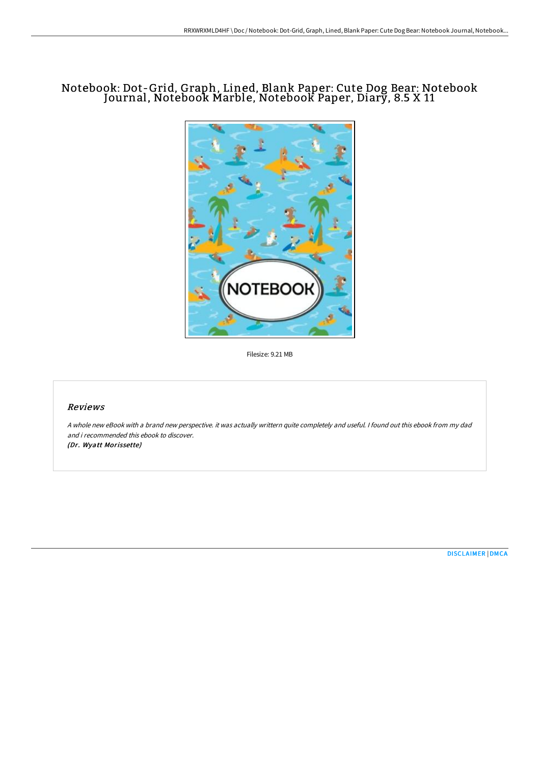# Notebook: Dot-Grid, Graph, Lined, Blank Paper: Cute Dog Bear: Notebook Journal, Notebook Marble, Notebook Paper, Diary, 8.5 X 11

Filesize: 9.21 MB

## *Reviews*

*A whole new eBook with a brand new perspective. it was actually writtern quite completely and useful. I found out this ebook from my dad and i recommended this ebook to discover.*
***(Dr. Wyatt Morissette)***

DISCLAIMER | DMCA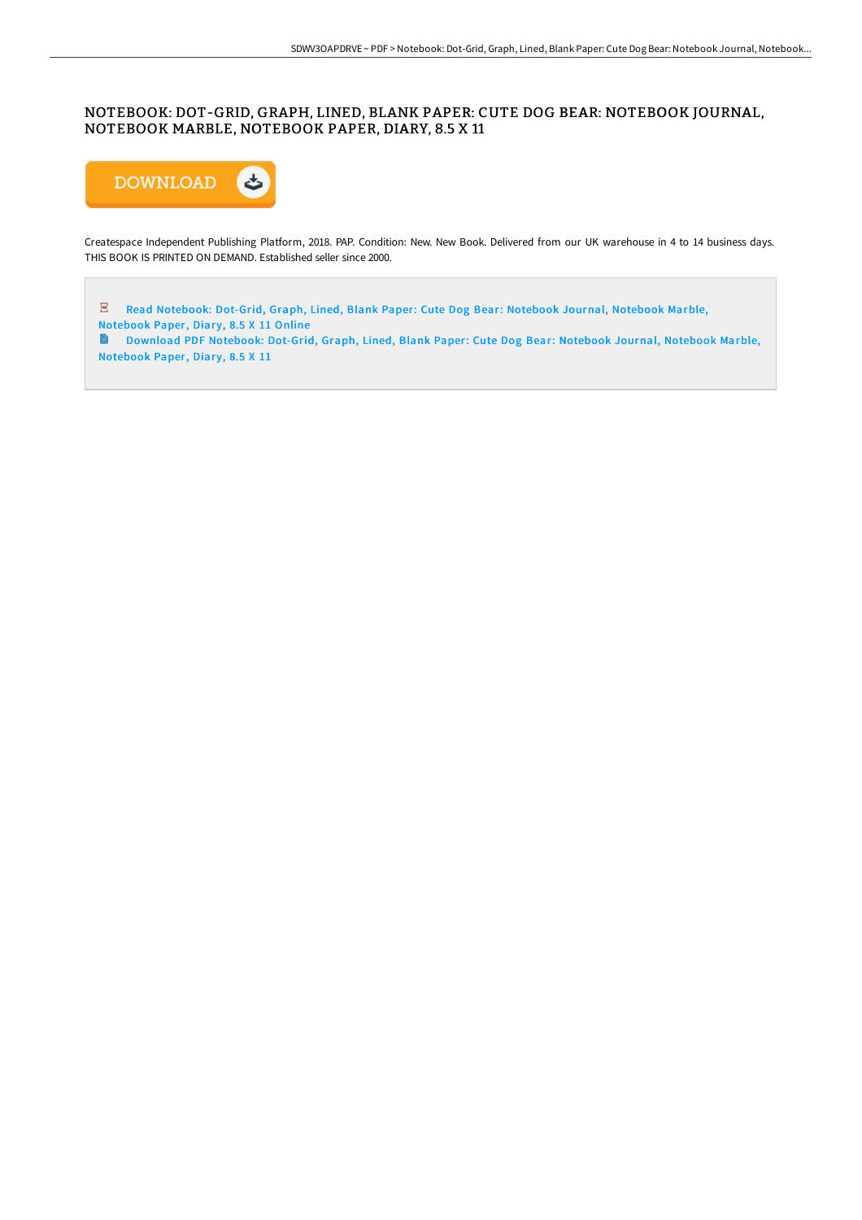# NOTEBOOK: DOT-GRID, GRAPH, LINED, BLANK PAPER: CUTE DOG BEAR: NOTEBOOK JOURNAL, NOTEBOOK MARBLE, NOTEBOOK PAPER, DIARY, 8.5 X 11

DOWNLOAD

Createspace Independent Publishing Platform, 2018. PAP. Condition: New. New Book. Delivered from our UK warehouse in 4 to 14 business days. THIS BOOK IS PRINTED ON DEMAND. Established seller since 2000.

Read Notebook: Dot-Grid, Graph, Lined, Blank Paper: Cute Dog Bear: Notebook Journal, Notebook Marble, Notebook Paper, Diary, 8.5 X 11 Online

Download PDF Notebook: Dot-Grid, Graph, Lined, Blank Paper: Cute Dog Bear: Notebook Journal, Notebook Marble, Notebook Paper, Diary, 8.5 X 11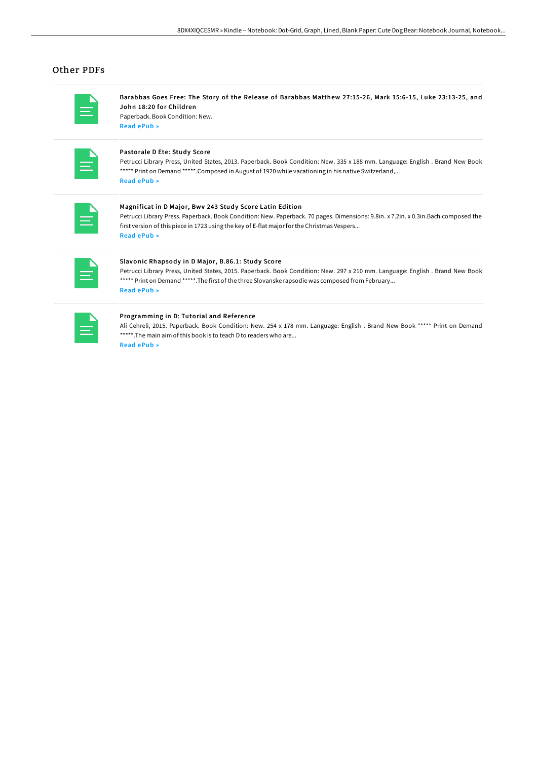## Other PDFs

**Barabbas Goes Free: The Story of the Release of Barabbas Matthew 27:15-26, Mark 15:6-15, Luke 23:13-25, and John 18:20 for Children**

Paperback. Book Condition: New.

Read ePub »

**Pastorale D Ete: Study Score**

Petrucci Library Press, United States, 2013. Paperback. Book Condition: New. 335 x 188 mm. Language: English . Brand New Book ***** Print on Demand *****.Composed in August of 1920 while vacationing in his native Switzerland,...

Read ePub »

**Magnificat in D Major, Bwv 243 Study Score Latin Edition**

Petrucci Library Press. Paperback. Book Condition: New. Paperback. 70 pages. Dimensions: 9.8in. x 7.2in. x 0.3in.Bach composed the first version of this piece in 1723 using the key of E-flat major for the Christmas Vespers...

Read ePub »

**Slavonic Rhapsody in D Major, B.86.1: Study Score**

Petrucci Library Press, United States, 2015. Paperback. Book Condition: New. 297 x 210 mm. Language: English . Brand New Book ***** Print on Demand *****.The first of the three Slovanske rapsodie was composed from February...

Read ePub »

**Programming in D: Tutorial and Reference**

Ali Cehreli, 2015. Paperback. Book Condition: New. 254 x 178 mm. Language: English . Brand New Book ***** Print on Demand *****.The main aim of this book is to teach D to readers who are...

Read ePub »